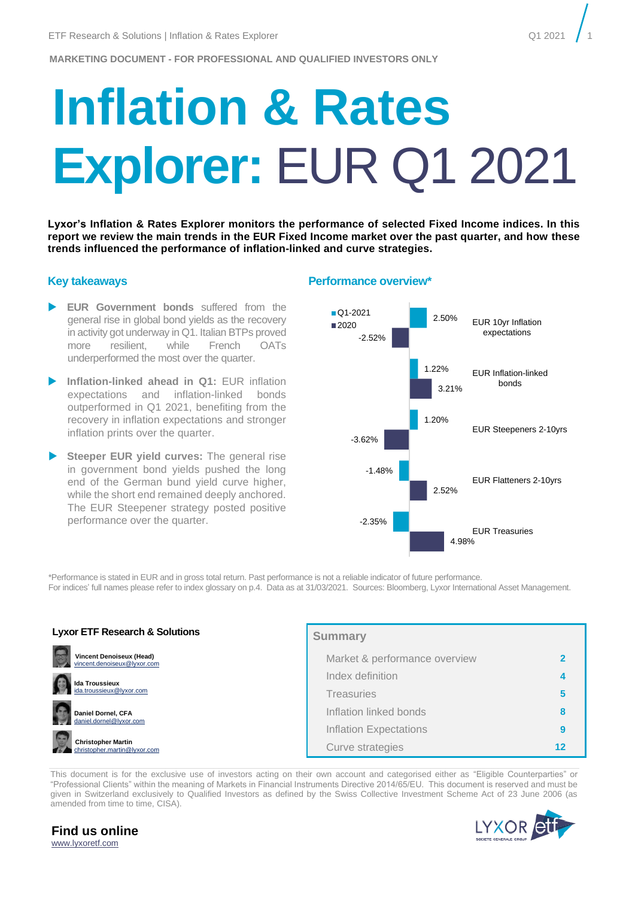MARKETING DOCUMENT - FOR PROFESSIONAL AND QUALIFIED INVESTORS ONLY

# Inflation & Rates Explorer: EUR Q1 2021

**Lyxor's Inflation & Rates Explorer monitors the performance of selected Fixed Income indices. In this report we review the main trends in the EUR Fixed Income market over the past quarter, and how these trends influenced the performance of inflation-linked and curve strategies.**

## Key takeaways

- **EUR Government bonds** suffered from the general rise in global bond yields as the recovery in activity got underway in Q1. Italian BTPs proved more resilient, while French OATs underperformed the most over the quarter.
- **Inflation-linked ahead in Q1:** EUR inflation expectations and inflation-linked bonds outperformed in Q1 2021, benefiting from the recovery in inflation expectations and stronger inflation prints over the quarter.
- **Steeper EUR yield curves:** The general rise in government bond yields pushed the long end of the German bund yield curve higher, while the short end remained deeply anchored. The EUR Steepener strategy posted positive performance over the quarter.

## Performance overview*

| | Q1-2021 | 2020 |
|---|---|---|
| EUR 10yr Inflation expectations | 2.50% | -2.52% |
| EUR Inflation-linked bonds | 1.22% | 3.21% |
| EUR Steepeners 2-10yrs | 1.20% | -3.62% |
| EUR Flatteners 2-10yrs | -1.48% | 2.52% |
| EUR Treasuries | -2.35% | 4.98% |

*Performance is stated in EUR and in gross total return. Past performance is not a reliable indicator of future performance.
For indices' full names please refer to index glossary on p.4. Data as at 31/03/2021. Sources: Bloomberg, Lyxor International Asset Management.

### Lyxor ETF Research & Solutions

**Vincent Denoiseux (Head)**
vincent.denoiseux@lyxor.com

**Ida Troussieux**
ida.troussieux@lyxor.com

**Daniel Dornel, CFA**
daniel.dornel@lyxor.com

**Christopher Martin**
christopher.martin@lyxor.com

### Summary

| | |
|---|---|
| Market & performance overview | 2 |
| Index definition | 4 |
| Treasuries | 5 |
| Inflation linked bonds | 8 |
| Inflation Expectations | 9 |
| Curve strategies | 12 |

This document is for the exclusive use of investors acting on their own account and categorised either as "Eligible Counterparties" or "Professional Clients" within the meaning of Markets in Financial Instruments Directive 2014/65/EU. This document is reserved and must be given in Switzerland exclusively to Qualified Investors as defined by the Swiss Collective Investment Scheme Act of 23 June 2006 (as amended from time to time, CISA).

**Find us online**
www.lyxoretf.com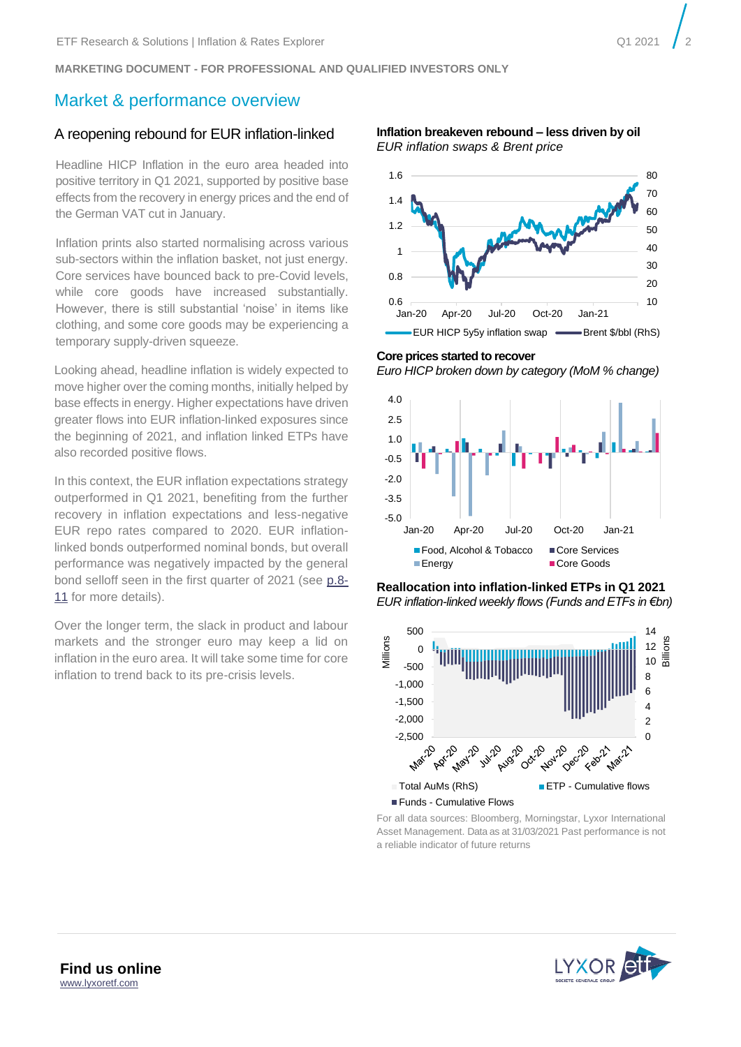MARKETING DOCUMENT - FOR PROFESSIONAL AND QUALIFIED INVESTORS ONLY

# Market & performance overview

## A reopening rebound for EUR inflation-linked

Headline HICP Inflation in the euro area headed into positive territory in Q1 2021, supported by positive base effects from the recovery in energy prices and the end of the German VAT cut in January.

Inflation prints also started normalising across various sub-sectors within the inflation basket, not just energy. Core services have bounced back to pre-Covid levels, while core goods have increased substantially. However, there is still substantial 'noise' in items like clothing, and some core goods may be experiencing a temporary supply-driven squeeze.

Looking ahead, headline inflation is widely expected to move higher over the coming months, initially helped by base effects in energy. Higher expectations have driven greater flows into EUR inflation-linked exposures since the beginning of 2021, and inflation linked ETPs have also recorded positive flows.

In this context, the EUR inflation expectations strategy outperformed in Q1 2021, benefiting from the further recovery in inflation expectations and less-negative EUR repo rates compared to 2020. EUR inflation-linked bonds outperformed nominal bonds, but overall performance was negatively impacted by the general bond selloff seen in the first quarter of 2021 (see p.8-11 for more details).

Over the longer term, the slack in product and labour markets and the stronger euro may keep a lid on inflation in the euro area. It will take some time for core inflation to trend back to its pre-crisis levels.

**Inflation breakeven rebound – less driven by oil**
*EUR inflation swaps & Brent price*

**Core prices started to recover**
*Euro HICP broken down by category (MoM % change)*

**Reallocation into inflation-linked ETPs in Q1 2021**
*EUR inflation-linked weekly flows (Funds and ETFs in €bn)*

For all data sources: Bloomberg, Morningstar, Lyxor International Asset Management. Data as at 31/03/2021 Past performance is not a reliable indicator of future returns

**Find us online**
www.lyxoretf.com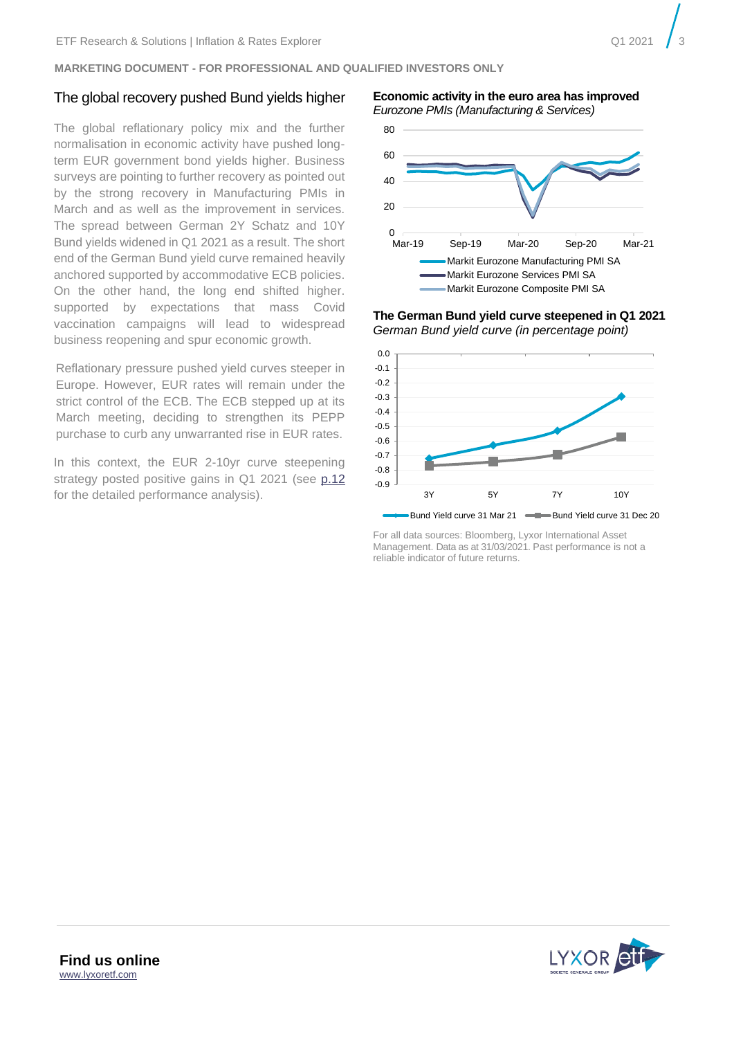**MARKETING DOCUMENT - FOR PROFESSIONAL AND QUALIFIED INVESTORS ONLY**

## The global recovery pushed Bund yields higher

The global reflationary policy mix and the further normalisation in economic activity have pushed long-term EUR government bond yields higher. Business surveys are pointing to further recovery as pointed out by the strong recovery in Manufacturing PMIs in March and as well as the improvement in services. The spread between German 2Y Schatz and 10Y Bund yields widened in Q1 2021 as a result. The short end of the German Bund yield curve remained heavily anchored supported by accommodative ECB policies. On the other hand, the long end shifted higher. supported by expectations that mass Covid vaccination campaigns will lead to widespread business reopening and spur economic growth.

Reflationary pressure pushed yield curves steeper in Europe. However, EUR rates will remain under the strict control of the ECB. The ECB stepped up at its March meeting, deciding to strengthen its PEPP purchase to curb any unwarranted rise in EUR rates.

In this context, the EUR 2-10yr curve steepening strategy posted positive gains in Q1 2021 (see p.12 for the detailed performance analysis).

**Economic activity in the euro area has improved**
*Eurozone PMIs (Manufacturing & Services)*

**The German Bund yield curve steepened in Q1 2021**
*German Bund yield curve (in percentage point)*

For all data sources: Bloomberg, Lyxor International Asset Management. Data as at 31/03/2021. Past performance is not a reliable indicator of future returns.

**Find us online**
www.lyxoretf.com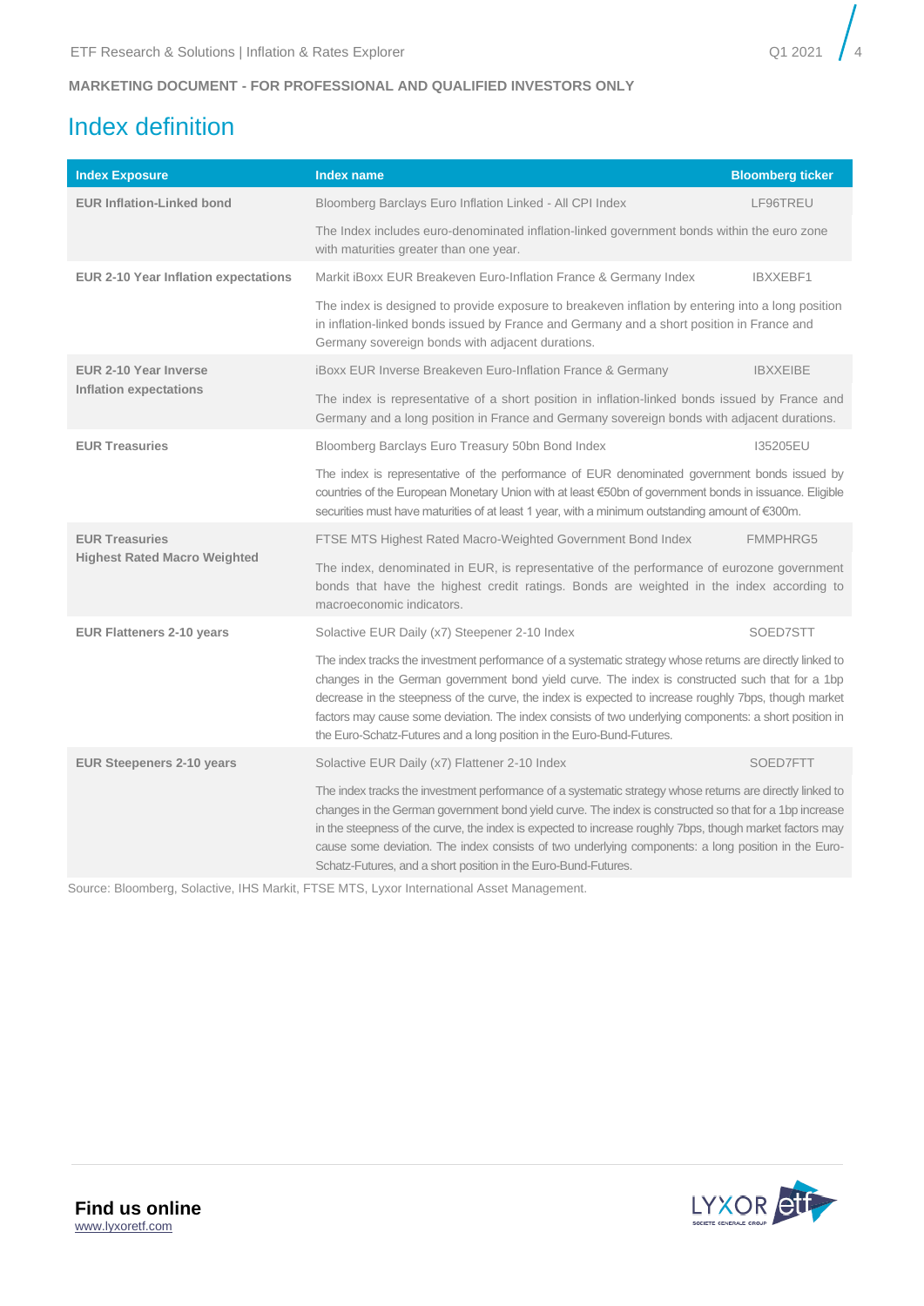**MARKETING DOCUMENT - FOR PROFESSIONAL AND QUALIFIED INVESTORS ONLY**

# Index definition

| Index Exposure | Index name | Bloomberg ticker |
|---|---|---|
| **EUR Inflation-Linked bond** | Bloomberg Barclays Euro Inflation Linked - All CPI Index | LF96TREU |
| | The Index includes euro-denominated inflation-linked government bonds within the euro zone with maturities greater than one year. | |
| **EUR 2-10 Year Inflation expectations** | Markit iBoxx EUR Breakeven Euro-Inflation France & Germany Index | IBXXEBF1 |
| | The index is designed to provide exposure to breakeven inflation by entering into a long position in inflation-linked bonds issued by France and Germany and a short position in France and Germany sovereign bonds with adjacent durations. | |
| **EUR 2-10 Year Inverse Inflation expectations** | iBoxx EUR Inverse Breakeven Euro-Inflation France & Germany | IBXXEIBE |
| | The index is representative of a short position in inflation-linked bonds issued by France and Germany and a long position in France and Germany sovereign bonds with adjacent durations. | |
| **EUR Treasuries** | Bloomberg Barclays Euro Treasury 50bn Bond Index | I35205EU |
| | The index is representative of the performance of EUR denominated government bonds issued by countries of the European Monetary Union with at least €50bn of government bonds in issuance. Eligible securities must have maturities of at least 1 year, with a minimum outstanding amount of €300m. | |
| **EUR Treasuries Highest Rated Macro Weighted** | FTSE MTS Highest Rated Macro-Weighted Government Bond Index | FMMPHRG5 |
| | The index, denominated in EUR, is representative of the performance of eurozone government bonds that have the highest credit ratings. Bonds are weighted in the index according to macroeconomic indicators. | |
| **EUR Flatteners 2-10 years** | Solactive EUR Daily (x7) Steepener 2-10 Index | SOED7STT |
| | The index tracks the investment performance of a systematic strategy whose returns are directly linked to changes in the German government bond yield curve. The index is constructed such that for a 1bp decrease in the steepness of the curve, the index is expected to increase roughly 7bps, though market factors may cause some deviation. The index consists of two underlying components: a short position in the Euro-Schatz-Futures and a long position in the Euro-Bund-Futures. | |
| **EUR Steepeners 2-10 years** | Solactive EUR Daily (x7) Flattener 2-10 Index | SOED7FTT |
| | The index tracks the investment performance of a systematic strategy whose returns are directly linked to changes in the German government bond yield curve. The index is constructed so that for a 1bp increase in the steepness of the curve, the index is expected to increase roughly 7bps, though market factors may cause some deviation. The index consists of two underlying components: a long position in the Euro-Schatz-Futures, and a short position in the Euro-Bund-Futures. | |

Source: Bloomberg, Solactive, IHS Markit, FTSE MTS, Lyxor International Asset Management.

**Find us online**
www.lyxoretf.com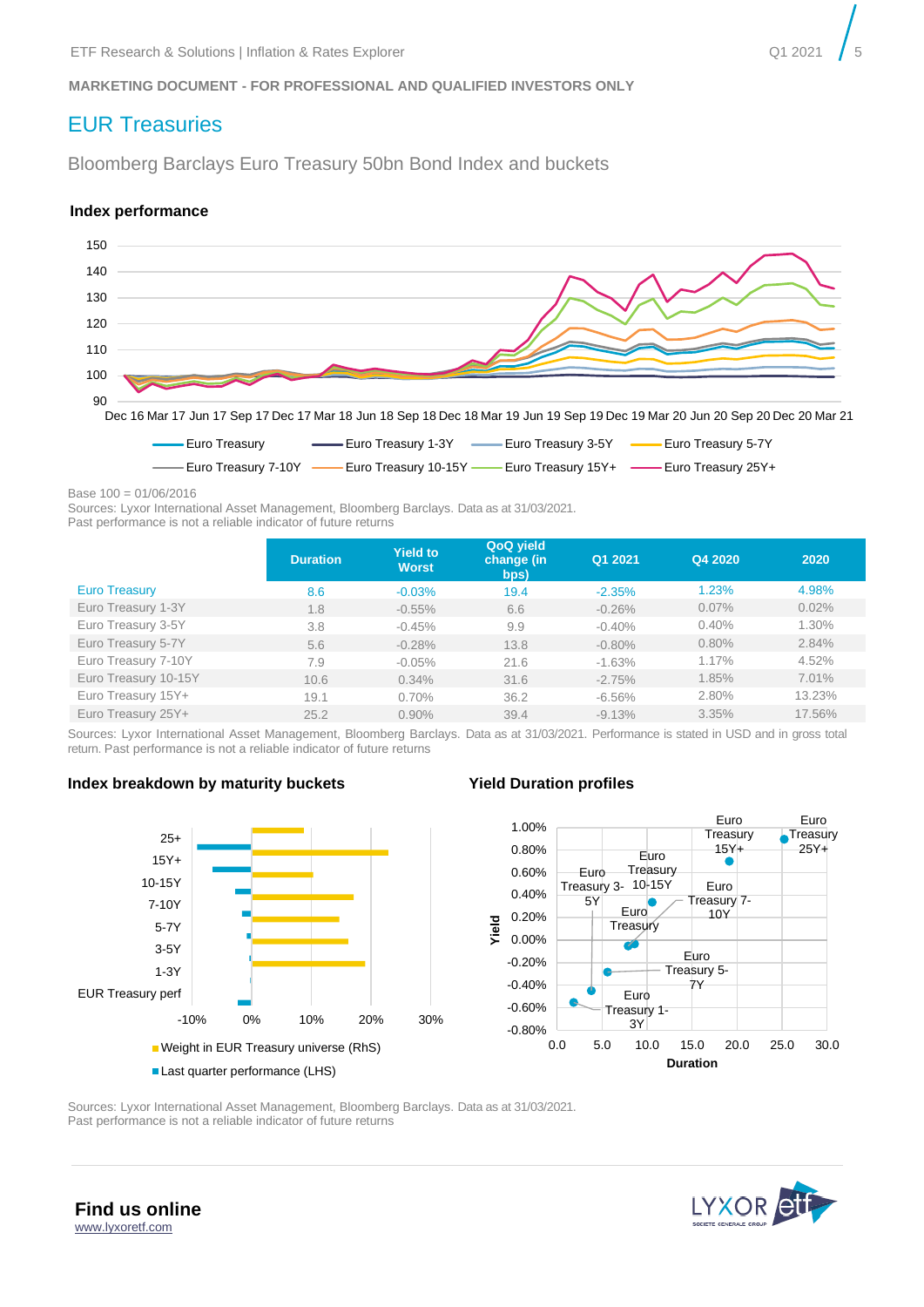MARKETING DOCUMENT - FOR PROFESSIONAL AND QUALIFIED INVESTORS ONLY

# EUR Treasuries

## Bloomberg Barclays Euro Treasury 50bn Bond Index and buckets

### Index performance

Base 100 = 01/06/2016
Sources: Lyxor International Asset Management, Bloomberg Barclays. Data as at 31/03/2021.
Past performance is not a reliable indicator of future returns

| | Duration | Yield to Worst | QoQ yield change (in bps) | Q1 2021 | Q4 2020 | 2020 |
|---|---|---|---|---|---|---|
| Euro Treasury | 8.6 | -0.03% | 19.4 | -2.35% | 1.23% | 4.98% |
| Euro Treasury 1-3Y | 1.8 | -0.55% | 6.6 | -0.26% | 0.07% | 0.02% |
| Euro Treasury 3-5Y | 3.8 | -0.45% | 9.9 | -0.40% | 0.40% | 1.30% |
| Euro Treasury 5-7Y | 5.6 | -0.28% | 13.8 | -0.80% | 0.80% | 2.84% |
| Euro Treasury 7-10Y | 7.9 | -0.05% | 21.6 | -1.63% | 1.17% | 4.52% |
| Euro Treasury 10-15Y | 10.6 | 0.34% | 31.6 | -2.75% | 1.85% | 7.01% |
| Euro Treasury 15Y+ | 19.1 | 0.70% | 36.2 | -6.56% | 2.80% | 13.23% |
| Euro Treasury 25Y+ | 25.2 | 0.90% | 39.4 | -9.13% | 3.35% | 17.56% |

Sources: Lyxor International Asset Management, Bloomberg Barclays. Data as at 31/03/2021. Performance is stated in USD and in gross total return. Past performance is not a reliable indicator of future returns

### Index breakdown by maturity buckets

### Yield Duration profiles

Sources: Lyxor International Asset Management, Bloomberg Barclays. Data as at 31/03/2021.
Past performance is not a reliable indicator of future returns

**Find us online**
www.lyxoretf.com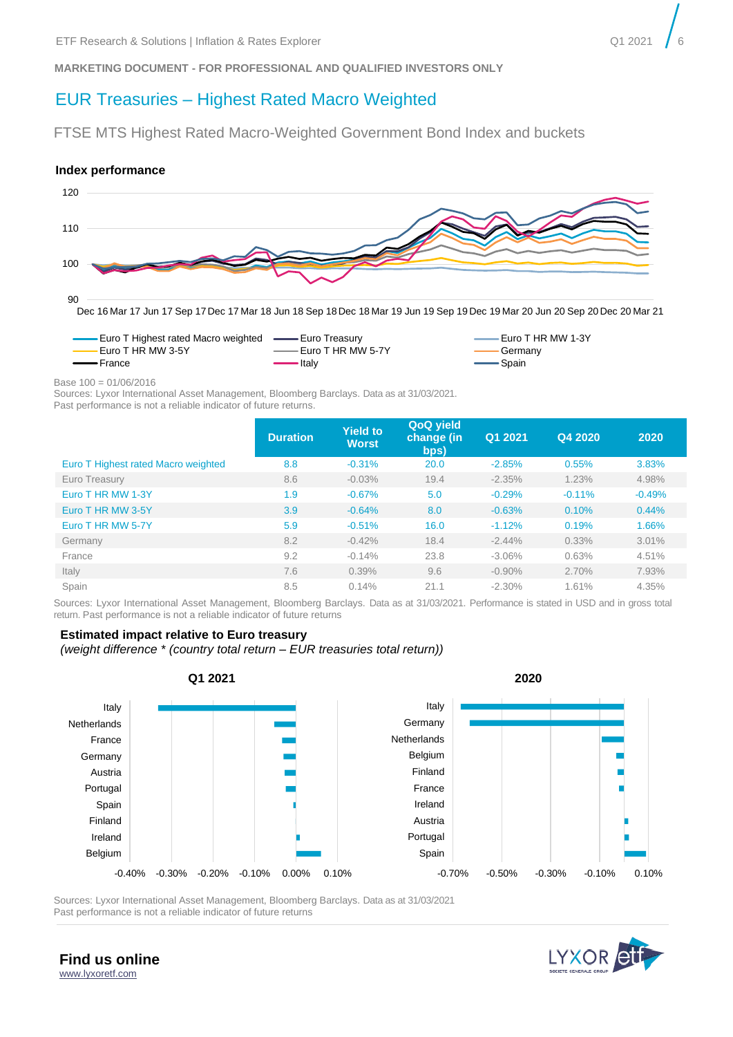MARKETING DOCUMENT - FOR PROFESSIONAL AND QUALIFIED INVESTORS ONLY

# EUR Treasuries – Highest Rated Macro Weighted

## FTSE MTS Highest Rated Macro-Weighted Government Bond Index and buckets

### Index performance

Euro T Highest rated Macro weighted, Euro Treasury, Euro T HR MW 1-3Y, Euro T HR MW 3-5Y, Euro T HR MW 5-7Y, Germany, France, Italy, Spain

Base 100 = 01/06/2016
Sources: Lyxor International Asset Management, Bloomberg Barclays. Data as at 31/03/2021.
Past performance is not a reliable indicator of future returns.

| | Duration | Yield to Worst | QoQ yield change (in bps) | Q1 2021 | Q4 2020 | 2020 |
|---|---|---|---|---|---|---|
| Euro T Highest rated Macro weighted | 8.8 | -0.31% | 20.0 | -2.85% | 0.55% | 3.83% |
| Euro Treasury | 8.6 | -0.03% | 19.4 | -2.35% | 1.23% | 4.98% |
| Euro T HR MW 1-3Y | 1.9 | -0.67% | 5.0 | -0.29% | -0.11% | -0.49% |
| Euro T HR MW 3-5Y | 3.9 | -0.64% | 8.0 | -0.63% | 0.10% | 0.44% |
| Euro T HR MW 5-7Y | 5.9 | -0.51% | 16.0 | -1.12% | 0.19% | 1.66% |
| Germany | 8.2 | -0.42% | 18.4 | -2.44% | 0.33% | 3.01% |
| France | 9.2 | -0.14% | 23.8 | -3.06% | 0.63% | 4.51% |
| Italy | 7.6 | 0.39% | 9.6 | -0.90% | 2.70% | 7.93% |
| Spain | 8.5 | 0.14% | 21.1 | -2.30% | 1.61% | 4.35% |

Sources: Lyxor International Asset Management, Bloomberg Barclays. Data as at 31/03/2021. Performance is stated in USD and in gross total return. Past performance is not a reliable indicator of future returns

### Estimated impact relative to Euro treasury

*(weight difference * (country total return – EUR treasuries total return))*

Sources: Lyxor International Asset Management, Bloomberg Barclays. Data as at 31/03/2021
Past performance is not a reliable indicator of future returns

**Find us online**
www.lyxoretf.com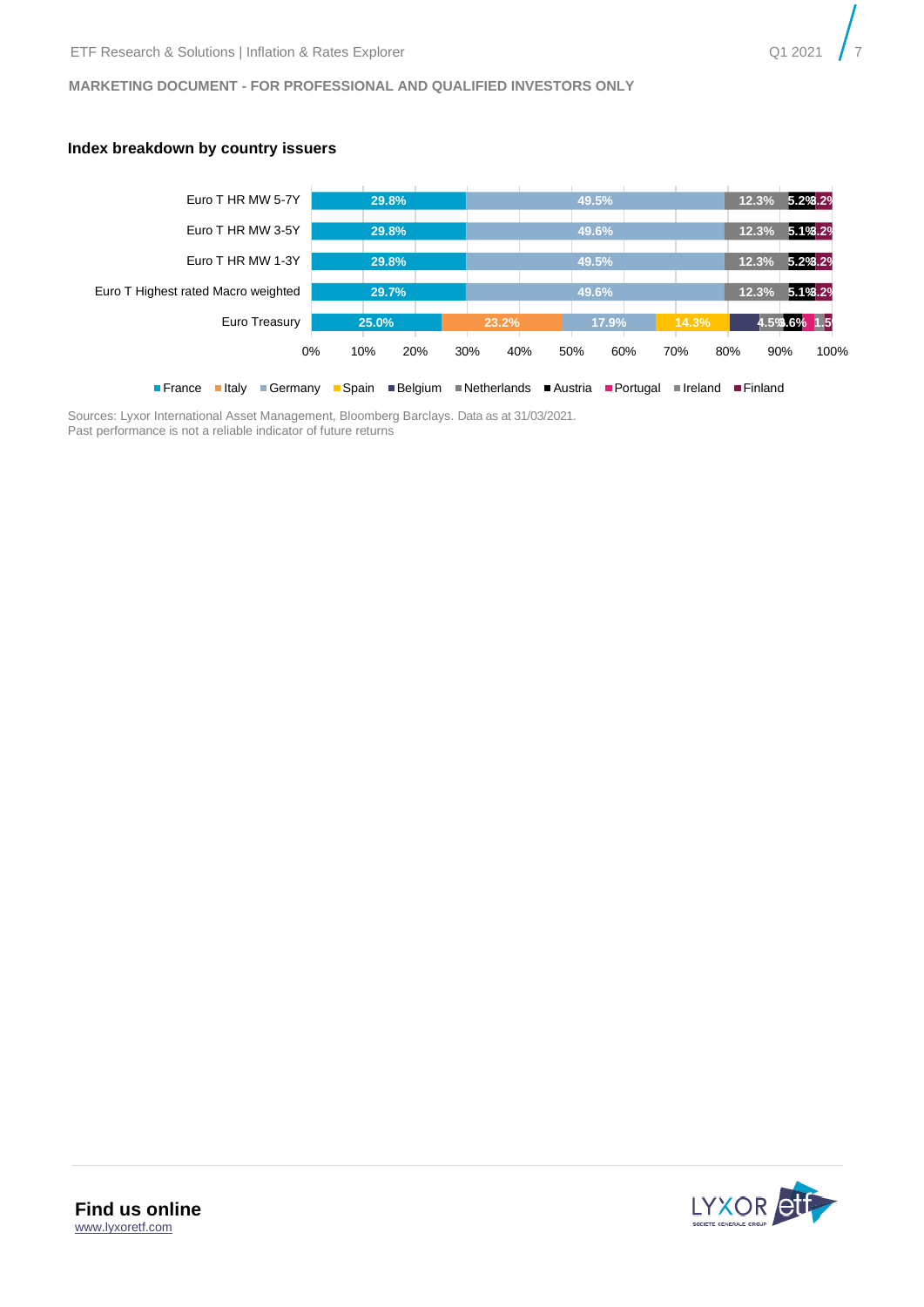MARKETING DOCUMENT - FOR PROFESSIONAL AND QUALIFIED INVESTORS ONLY

### Index breakdown by country issuers

| Index | France | Italy | Germany | Spain | Belgium | Netherlands | Austria | Portugal | Ireland | Finland |
|---|---|---|---|---|---|---|---|---|---|---|
| Euro T HR MW 5-7Y | 29.8% | | 49.5% | | | 12.3% | 5.2% | | | 3.2% |
| Euro T HR MW 3-5Y | 29.8% | | 49.6% | | | 12.3% | 5.1% | | | 3.2% |
| Euro T HR MW 1-3Y | 29.8% | | 49.5% | | | 12.3% | 5.2% | | | 3.2% |
| Euro T Highest rated Macro weighted | 29.7% | | 49.6% | | | 12.3% | 5.1% | | | 3.2% |
| Euro Treasury | 25.0% | 23.2% | 17.9% | 14.3% | | 4.5% | 3.6% | | 1.5% | |

Sources: Lyxor International Asset Management, Bloomberg Barclays. Data as at 31/03/2021.
Past performance is not a reliable indicator of future returns

**Find us online**
www.lyxoretf.com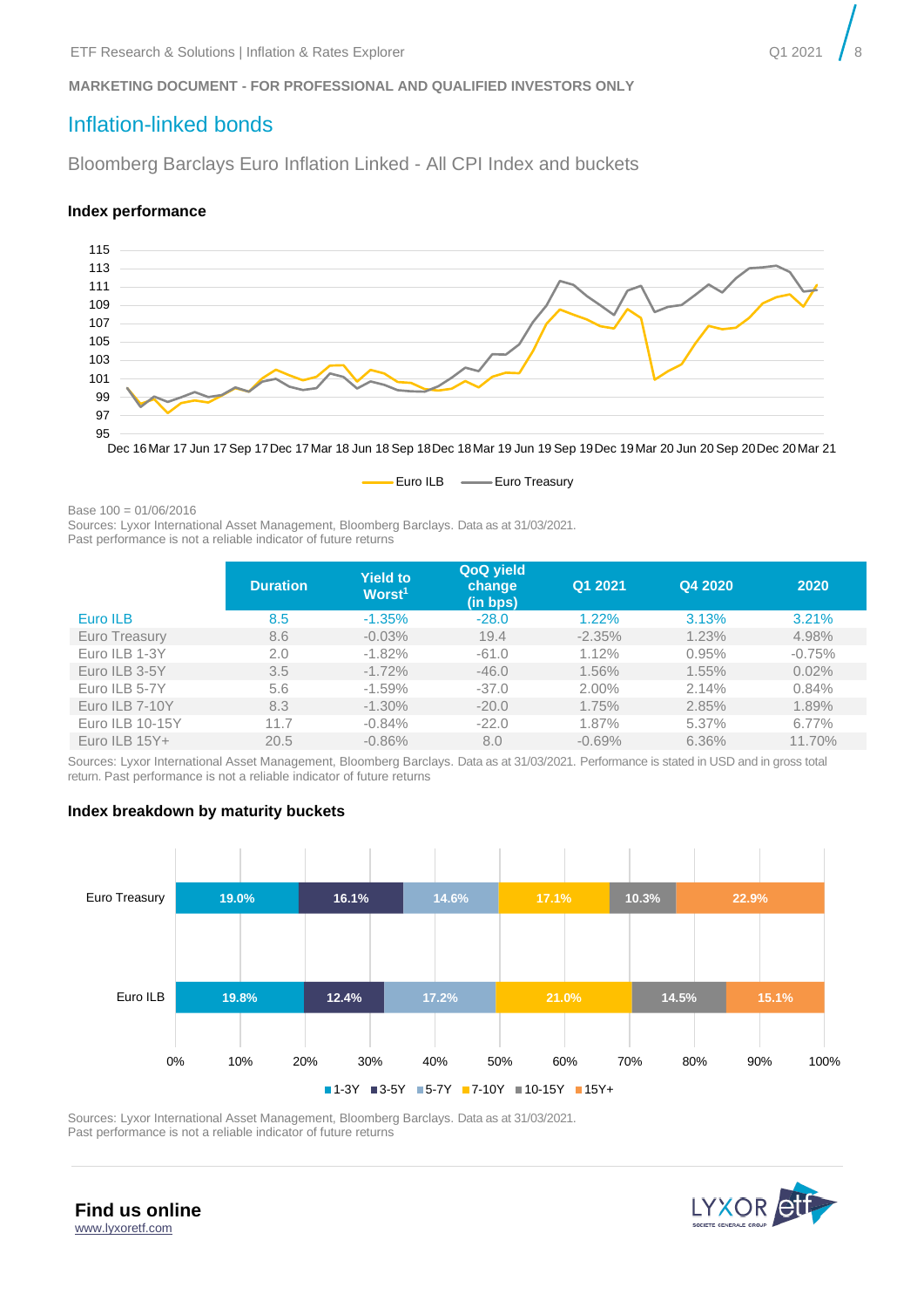**MARKETING DOCUMENT - FOR PROFESSIONAL AND QUALIFIED INVESTORS ONLY**

## Inflation-linked bonds

### Bloomberg Barclays Euro Inflation Linked - All CPI Index and buckets

#### Index performance

Euro ILB — Euro Treasury

Base 100 = 01/06/2016
Sources: Lyxor International Asset Management, Bloomberg Barclays. Data as at 31/03/2021.
Past performance is not a reliable indicator of future returns

| | Duration | Yield to Worst[1] | QoQ yield change (in bps) | Q1 2021 | Q4 2020 | 2020 |
|---|---|---|---|---|---|---|
| Euro ILB | 8.5 | -1.35% | -28.0 | 1.22% | 3.13% | 3.21% |
| Euro Treasury | 8.6 | -0.03% | 19.4 | -2.35% | 1.23% | 4.98% |
| Euro ILB 1-3Y | 2.0 | -1.82% | -61.0 | 1.12% | 0.95% | -0.75% |
| Euro ILB 3-5Y | 3.5 | -1.72% | -46.0 | 1.56% | 1.55% | 0.02% |
| Euro ILB 5-7Y | 5.6 | -1.59% | -37.0 | 2.00% | 2.14% | 0.84% |
| Euro ILB 7-10Y | 8.3 | -1.30% | -20.0 | 1.75% | 2.85% | 1.89% |
| Euro ILB 10-15Y | 11.7 | -0.84% | -22.0 | 1.87% | 5.37% | 6.77% |
| Euro ILB 15Y+ | 20.5 | -0.86% | 8.0 | -0.69% | 6.36% | 11.70% |

Sources: Lyxor International Asset Management, Bloomberg Barclays. Data as at 31/03/2021. Performance is stated in USD and in gross total return. Past performance is not a reliable indicator of future returns

#### Index breakdown by maturity buckets

| | 1-3Y | 3-5Y | 5-7Y | 7-10Y | 10-15Y | 15Y+ |
|---|---|---|---|---|---|---|
| Euro Treasury | 19.0% | 16.1% | 14.6% | 17.1% | 10.3% | 22.9% |
| Euro ILB | 19.8% | 12.4% | 17.2% | 21.0% | 14.5% | 15.1% |

Sources: Lyxor International Asset Management, Bloomberg Barclays. Data as at 31/03/2021.
Past performance is not a reliable indicator of future returns

**Find us online**
www.lyxoretf.com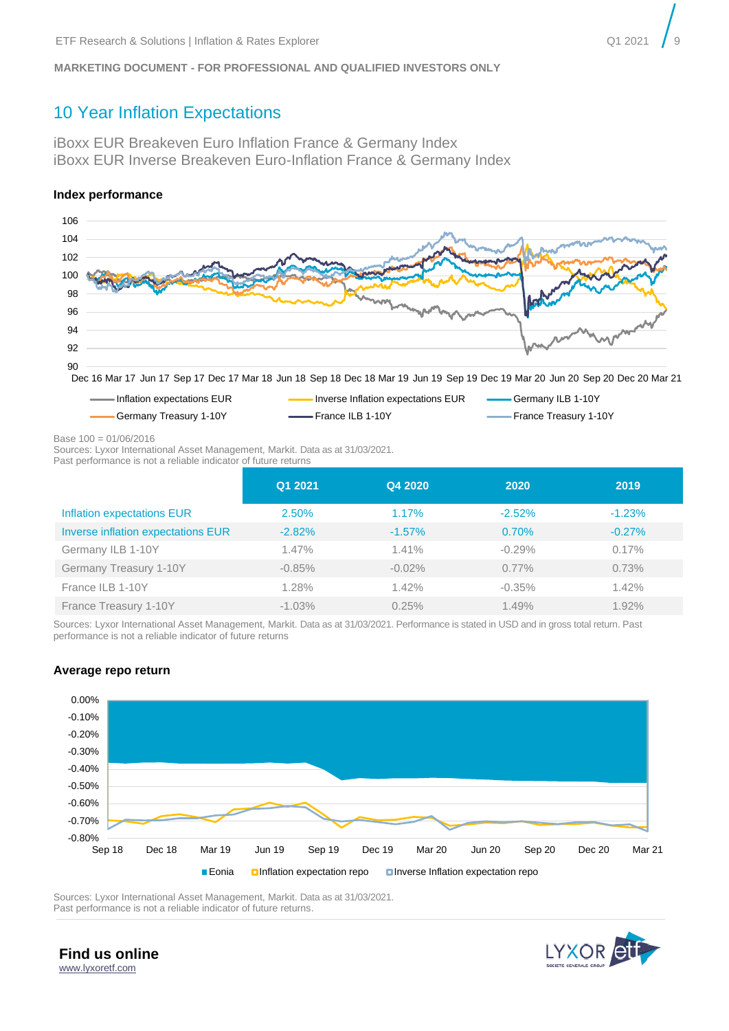MARKETING DOCUMENT - FOR PROFESSIONAL AND QUALIFIED INVESTORS ONLY

## 10 Year Inflation Expectations

iBoxx EUR Breakeven Euro Inflation France & Germany Index
iBoxx EUR Inverse Breakeven Euro-Inflation France & Germany Index

### Index performance

Base 100 = 01/06/2016
Sources: Lyxor International Asset Management, Markit. Data as at 31/03/2021.
Past performance is not a reliable indicator of future returns

| | Q1 2021 | Q4 2020 | 2020 | 2019 |
|---|---|---|---|---|
| Inflation expectations EUR | 2.50% | 1.17% | -2.52% | -1.23% |
| Inverse inflation expectations EUR | -2.82% | -1.57% | 0.70% | -0.27% |
| Germany ILB 1-10Y | 1.47% | 1.41% | -0.29% | 0.17% |
| Germany Treasury 1-10Y | -0.85% | -0.02% | 0.77% | 0.73% |
| France ILB 1-10Y | 1.28% | 1.42% | -0.35% | 1.42% |
| France Treasury 1-10Y | -1.03% | 0.25% | 1.49% | 1.92% |

Sources: Lyxor International Asset Management, Markit. Data as at 31/03/2021. Performance is stated in USD and in gross total return. Past performance is not a reliable indicator of future returns

### Average repo return

Sources: Lyxor International Asset Management, Markit. Data as at 31/03/2021.
Past performance is not a reliable indicator of future returns.

**Find us online**
www.lyxoretf.com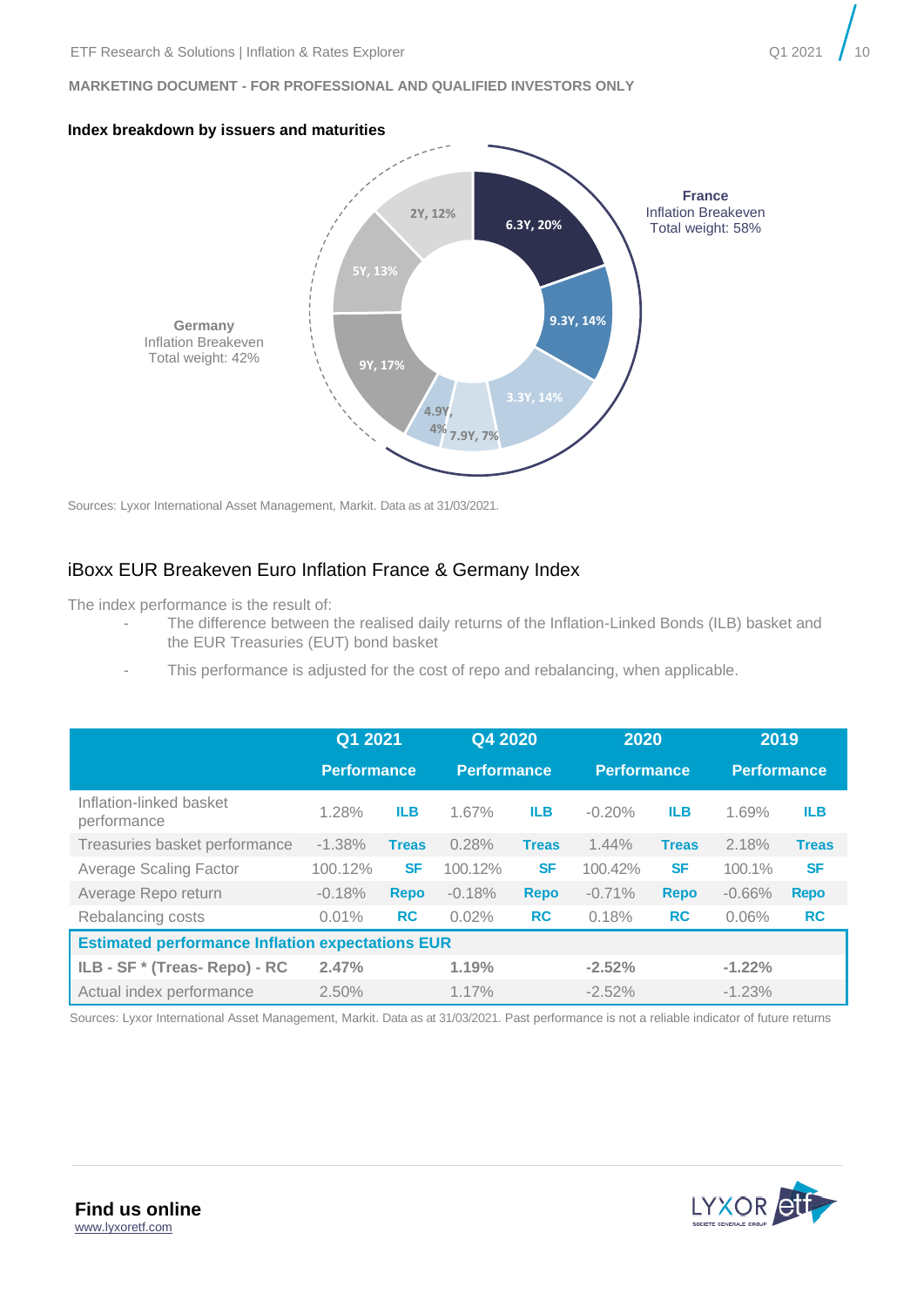MARKETING DOCUMENT - FOR PROFESSIONAL AND QUALIFIED INVESTORS ONLY

**Index breakdown by issuers and maturities**

**France**
Inflation Breakeven
Total weight: 58%

6.3Y, 20%
9.3Y, 14%
3.3Y, 14%
7.9Y, 7%
4.9Y, 4%

**Germany**
Inflation Breakeven
Total weight: 42%

9Y, 17%
5Y, 13%
2Y, 12%

Sources: Lyxor International Asset Management, Markit. Data as at 31/03/2021.

## iBoxx EUR Breakeven Euro Inflation France & Germany Index

The index performance is the result of:

- The difference between the realised daily returns of the Inflation-Linked Bonds (ILB) basket and the EUR Treasuries (EUT) bond basket
- This performance is adjusted for the cost of repo and rebalancing, when applicable.

| | Q1 2021 | | Q4 2020 | | 2020 | | 2019 | |
|---|---|---|---|---|---|---|---|---|
| | Performance | | Performance | | Performance | | Performance | |
| Inflation-linked basket performance | 1.28% | ILB | 1.67% | ILB | -0.20% | ILB | 1.69% | ILB |
| Treasuries basket performance | -1.38% | Treas | 0.28% | Treas | 1.44% | Treas | 2.18% | Treas |
| Average Scaling Factor | 100.12% | SF | 100.12% | SF | 100.42% | SF | 100.1% | SF |
| Average Repo return | -0.18% | Repo | -0.18% | Repo | -0.71% | Repo | -0.66% | Repo |
| Rebalancing costs | 0.01% | RC | 0.02% | RC | 0.18% | RC | 0.06% | RC |
| **Estimated performance Inflation expectations EUR** | | | | | | | | |
| **ILB - SF * (Treas- Repo) - RC** | **2.47%** | | **1.19%** | | **-2.52%** | | **-1.22%** | |
| Actual index performance | 2.50% | | 1.17% | | -2.52% | | -1.23% | |

Sources: Lyxor International Asset Management, Markit. Data as at 31/03/2021. Past performance is not a reliable indicator of future returns

**Find us online**
www.lyxoretf.com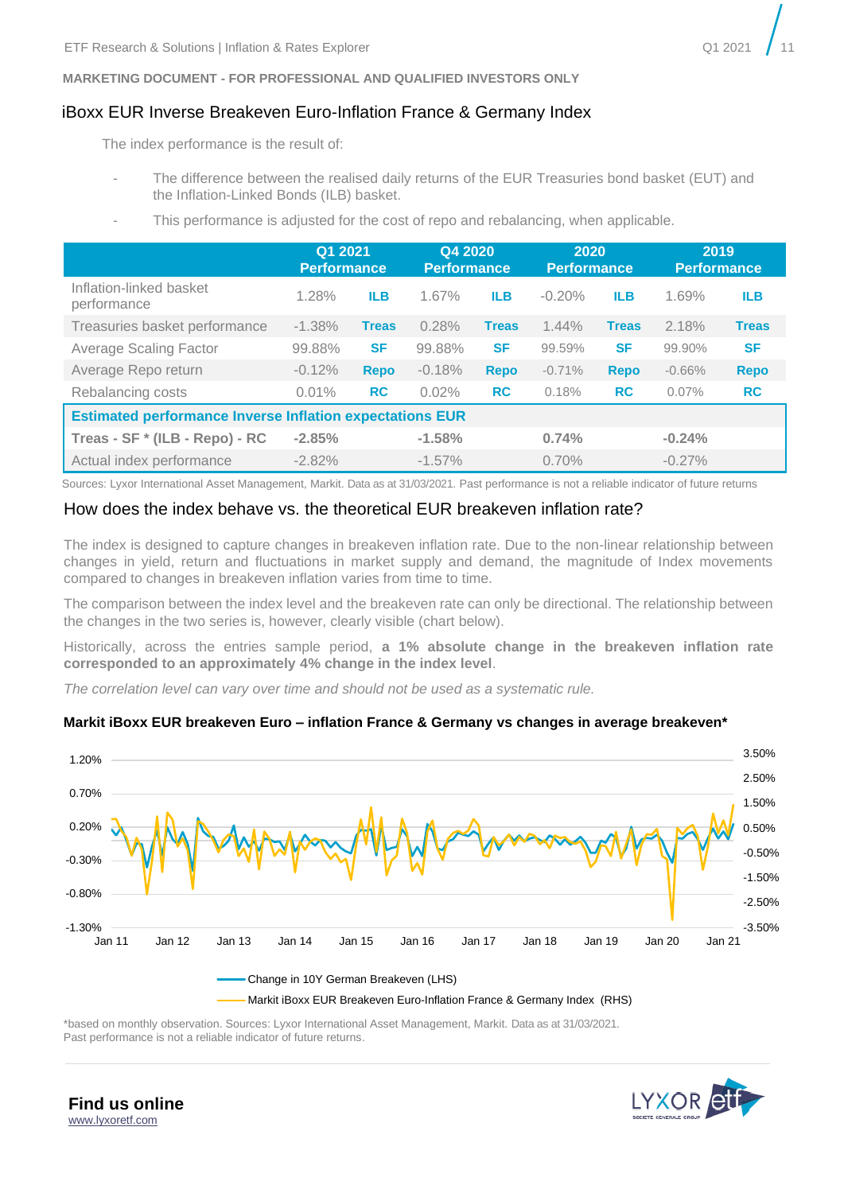MARKETING DOCUMENT - FOR PROFESSIONAL AND QUALIFIED INVESTORS ONLY

## iBoxx EUR Inverse Breakeven Euro-Inflation France & Germany Index

The index performance is the result of:

- The difference between the realised daily returns of the EUR Treasuries bond basket (EUT) and the Inflation-Linked Bonds (ILB) basket.
- This performance is adjusted for the cost of repo and rebalancing, when applicable.

| | Q1 2021 Performance | | Q4 2020 Performance | | 2020 Performance | | 2019 Performance | |
|---|---|---|---|---|---|---|---|---|
| Inflation-linked basket performance | 1.28% | ILB | 1.67% | ILB | -0.20% | ILB | 1.69% | ILB |
| Treasuries basket performance | -1.38% | Treas | 0.28% | Treas | 1.44% | Treas | 2.18% | Treas |
| Average Scaling Factor | 99.88% | SF | 99.88% | SF | 99.59% | SF | 99.90% | SF |
| Average Repo return | -0.12% | Repo | -0.18% | Repo | -0.71% | Repo | -0.66% | Repo |
| Rebalancing costs | 0.01% | RC | 0.02% | RC | 0.18% | RC | 0.07% | RC |
| **Estimated performance Inverse Inflation expectations EUR** | | | | | | | | |
| **Treas - SF * (ILB - Repo) - RC** | **-2.85%** | | **-1.58%** | | **0.74%** | | **-0.24%** | |
| Actual index performance | -2.82% | | -1.57% | | 0.70% | | -0.27% | |

Sources: Lyxor International Asset Management, Markit. Data as at 31/03/2021. Past performance is not a reliable indicator of future returns

## How does the index behave vs. the theoretical EUR breakeven inflation rate?

The index is designed to capture changes in breakeven inflation rate. Due to the non-linear relationship between changes in yield, return and fluctuations in market supply and demand, the magnitude of Index movements compared to changes in breakeven inflation varies from time to time.

The comparison between the index level and the breakeven rate can only be directional. The relationship between the changes in the two series is, however, clearly visible (chart below).

Historically, across the entries sample period, **a 1% absolute change in the breakeven inflation rate corresponded to an approximately 4% change in the index level**.

*The correlation level can vary over time and should not be used as a systematic rule.*

**Markit iBoxx EUR breakeven Euro – inflation France & Germany vs changes in average breakeven***

*based on monthly observation. Sources: Lyxor International Asset Management, Markit. Data as at 31/03/2021.
Past performance is not a reliable indicator of future returns.

**Find us online**
www.lyxoretf.com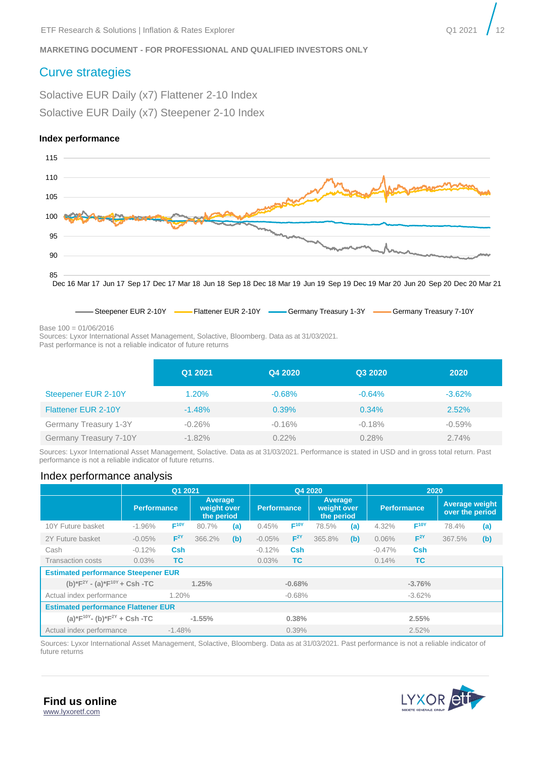MARKETING DOCUMENT - FOR PROFESSIONAL AND QUALIFIED INVESTORS ONLY

## Curve strategies

### Solactive EUR Daily (x7) Flattener 2-10 Index

### Solactive EUR Daily (x7) Steepener 2-10 Index

**Index performance**

Base 100 = 01/06/2016
Sources: Lyxor International Asset Management, Solactive, Bloomberg. Data as at 31/03/2021.
Past performance is not a reliable indicator of future returns

| | Q1 2021 | Q4 2020 | Q3 2020 | 2020 |
|---|---|---|---|---|
| Steepener EUR 2-10Y | 1.20% | -0.68% | -0.64% | -3.62% |
| Flattener EUR 2-10Y | -1.48% | 0.39% | 0.34% | 2.52% |
| Germany Treasury 1-3Y | -0.26% | -0.16% | -0.18% | -0.59% |
| Germany Treasury 7-10Y | -1.82% | 0.22% | 0.28% | 2.74% |

Sources: Lyxor International Asset Management, Solactive. Data as at 31/03/2021. Performance is stated in USD and in gross total return. Past performance is not a reliable indicator of future returns.

## Index performance analysis

| | Q1 2021 | | | | Q4 2020 | | | | 2020 | | | |
|---|---|---|---|---|---|---|---|---|---|---|---|---|
| | Performance | | Average weight over the period | | Performance | | Average weight over the period | | Performance | | Average weight over the period | |
| 10Y Future basket | -1.96% | $F^{10Y}$ | 80.7% | (a) | 0.45% | $F^{10Y}$ | 78.5% | (a) | 4.32% | $F^{10Y}$ | 78.4% | (a) |
| 2Y Future basket | -0.05% | $F^{2Y}$ | 366.2% | (b) | -0.05% | $F^{2Y}$ | 365.8% | (b) | 0.06% | $F^{2Y}$ | 367.5% | (b) |
| Cash | -0.12% | Csh | | | -0.12% | Csh | | | -0.47% | Csh | | |
| Transaction costs | 0.03% | TC | | | 0.03% | TC | | | 0.14% | TC | | |
| **Estimated performance Steepener EUR** | | | | | | | | | | | | |
| $(b)*F^{2Y} - (a)*F^{10Y}$ + Csh -TC | 1.25% | | | | -0.68% | | | | -3.76% | | | |
| Actual index performance | 1.20% | | | | -0.68% | | | | -3.62% | | | |
| **Estimated performance Flattener EUR** | | | | | | | | | | | | |
| $(a)*F^{10Y} - (b)*F^{2Y}$ + Csh -TC | -1.55% | | | | 0.38% | | | | 2.55% | | | |
| Actual index performance | -1.48% | | | | 0.39% | | | | 2.52% | | | |

Sources: Lyxor International Asset Management, Solactive, Bloomberg. Data as at 31/03/2021. Past performance is not a reliable indicator of future returns

**Find us online**
www.lyxoretf.com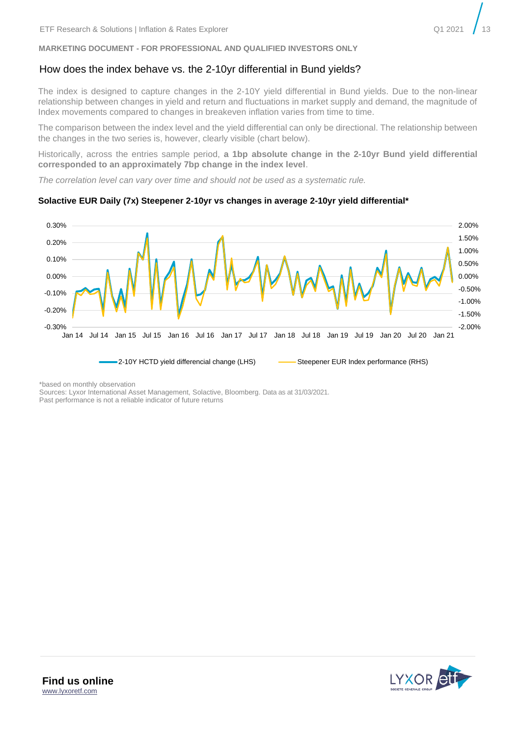**MARKETING DOCUMENT - FOR PROFESSIONAL AND QUALIFIED INVESTORS ONLY**

## How does the index behave vs. the 2-10yr differential in Bund yields?

The index is designed to capture changes in the 2-10Y yield differential in Bund yields. Due to the non-linear relationship between changes in yield and return and fluctuations in market supply and demand, the magnitude of Index movements compared to changes in breakeven inflation varies from time to time.

The comparison between the index level and the yield differential can only be directional. The relationship between the changes in the two series is, however, clearly visible (chart below).

Historically, across the entries sample period, **a 1bp absolute change in the 2-10yr Bund yield differential corresponded to an approximately 7bp change in the index level**.

*The correlation level can vary over time and should not be used as a systematic rule.*

**Solactive EUR Daily (7x) Steepener 2-10yr vs changes in average 2-10yr yield differential***

*based on monthly observation
Sources: Lyxor International Asset Management, Solactive, Bloomberg. Data as at 31/03/2021.
Past performance is not a reliable indicator of future returns

**Find us online**
www.lyxoretf.com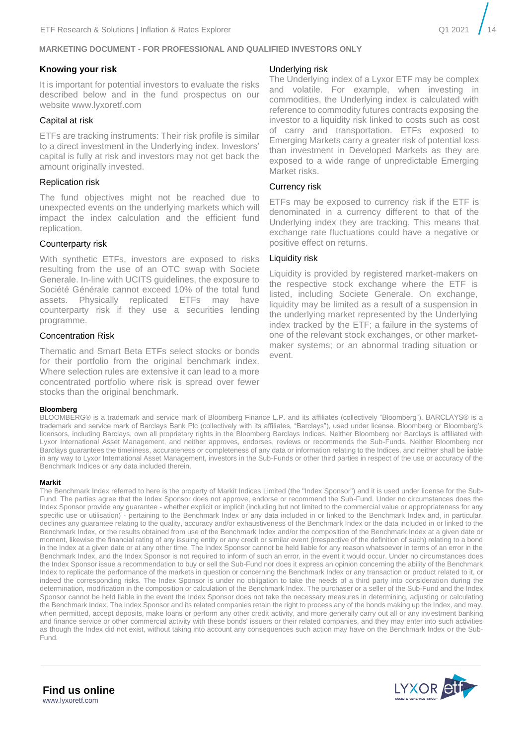**MARKETING DOCUMENT - FOR PROFESSIONAL AND QUALIFIED INVESTORS ONLY**

## Knowing your risk

It is important for potential investors to evaluate the risks described below and in the fund prospectus on our website www.lyxoretf.com

### Capital at risk

ETFs are tracking instruments: Their risk profile is similar to a direct investment in the Underlying index. Investors' capital is fully at risk and investors may not get back the amount originally invested.

### Replication risk

The fund objectives might not be reached due to unexpected events on the underlying markets which will impact the index calculation and the efficient fund replication.

### Counterparty risk

With synthetic ETFs, investors are exposed to risks resulting from the use of an OTC swap with Societe Generale. In-line with UCITS guidelines, the exposure to Société Générale cannot exceed 10% of the total fund assets. Physically replicated ETFs may have counterparty risk if they use a securities lending programme.

### Concentration Risk

Thematic and Smart Beta ETFs select stocks or bonds for their portfolio from the original benchmark index. Where selection rules are extensive it can lead to a more concentrated portfolio where risk is spread over fewer stocks than the original benchmark.

### Underlying risk

The Underlying index of a Lyxor ETF may be complex and volatile. For example, when investing in commodities, the Underlying index is calculated with reference to commodity futures contracts exposing the investor to a liquidity risk linked to costs such as cost of carry and transportation. ETFs exposed to Emerging Markets carry a greater risk of potential loss than investment in Developed Markets as they are exposed to a wide range of unpredictable Emerging Market risks.

### Currency risk

ETFs may be exposed to currency risk if the ETF is denominated in a currency different to that of the Underlying index they are tracking. This means that exchange rate fluctuations could have a negative or positive effect on returns.

### Liquidity risk

Liquidity is provided by registered market-makers on the respective stock exchange where the ETF is listed, including Societe Generale. On exchange, liquidity may be limited as a result of a suspension in the underlying market represented by the Underlying index tracked by the ETF; a failure in the systems of one of the relevant stock exchanges, or other market-maker systems; or an abnormal trading situation or event.

**Bloomberg**

BLOOMBERG® is a trademark and service mark of Bloomberg Finance L.P. and its affiliates (collectively "Bloomberg"). BARCLAYS® is a trademark and service mark of Barclays Bank Plc (collectively with its affiliates, "Barclays"), used under license. Bloomberg or Bloomberg's licensors, including Barclays, own all proprietary rights in the Bloomberg Barclays Indices. Neither Bloomberg nor Barclays is affiliated with Lyxor International Asset Management, and neither approves, endorses, reviews or recommends the Sub-Funds. Neither Bloomberg nor Barclays guarantees the timeliness, accurateness or completeness of any data or information relating to the Indices, and neither shall be liable in any way to Lyxor International Asset Management, investors in the Sub-Funds or other third parties in respect of the use or accuracy of the Benchmark Indices or any data included therein.

**Markit**

The Benchmark Index referred to here is the property of Markit Indices Limited (the "Index Sponsor") and it is used under license for the Sub-Fund. The parties agree that the Index Sponsor does not approve, endorse or recommend the Sub-Fund. Under no circumstances does the Index Sponsor provide any guarantee - whether explicit or implicit (including but not limited to the commercial value or appropriateness for any specific use or utilisation) - pertaining to the Benchmark Index or any data included in or linked to the Benchmark Index and, in particular, declines any guarantee relating to the quality, accuracy and/or exhaustiveness of the Benchmark Index or the data included in or linked to the Benchmark Index, or the results obtained from use of the Benchmark Index and/or the composition of the Benchmark Index at a given date or moment, likewise the financial rating of any issuing entity or any credit or similar event (irrespective of the definition of such) relating to a bond in the Index at a given date or at any other time. The Index Sponsor cannot be held liable for any reason whatsoever in terms of an error in the Benchmark Index, and the Index Sponsor is not required to inform of such an error, in the event it would occur. Under no circumstances does the Index Sponsor issue a recommendation to buy or sell the Sub-Fund nor does it express an opinion concerning the ability of the Benchmark Index to replicate the performance of the markets in question or concerning the Benchmark Index or any transaction or product related to it, or indeed the corresponding risks. The Index Sponsor is under no obligation to take the needs of a third party into consideration during the determination, modification in the composition or calculation of the Benchmark Index. The purchaser or a seller of the Sub-Fund and the Index Sponsor cannot be held liable in the event the Index Sponsor does not take the necessary measures in determining, adjusting or calculating the Benchmark Index. The Index Sponsor and its related companies retain the right to process any of the bonds making up the Index, and may, when permitted, accept deposits, make loans or perform any other credit activity, and more generally carry out all or any investment banking and finance service or other commercial activity with these bonds' issuers or their related companies, and they may enter into such activities as though the Index did not exist, without taking into account any consequences such action may have on the Benchmark Index or the Sub-Fund.

**Find us online**
www.lyxoretf.com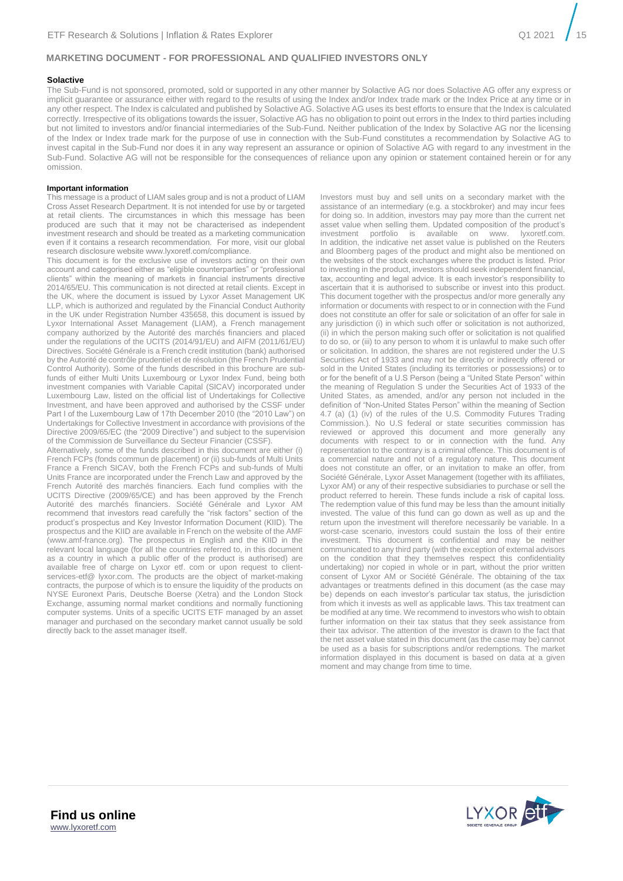**MARKETING DOCUMENT - FOR PROFESSIONAL AND QUALIFIED INVESTORS ONLY**

**Solactive**

The Sub-Fund is not sponsored, promoted, sold or supported in any other manner by Solactive AG nor does Solactive AG offer any express or implicit guarantee or assurance either with regard to the results of using the Index and/or Index trade mark or the Index Price at any time or in any other respect. The Index is calculated and published by Solactive AG. Solactive AG uses its best efforts to ensure that the Index is calculated correctly. Irrespective of its obligations towards the issuer, Solactive AG has no obligation to point out errors in the Index to third parties including but not limited to investors and/or financial intermediaries of the Sub-Fund. Neither publication of the Index by Solactive AG nor the licensing of the Index or Index trade mark for the purpose of use in connection with the Sub-Fund constitutes a recommendation by Solactive AG to invest capital in the Sub-Fund nor does it in any way represent an assurance or opinion of Solactive AG with regard to any investment in the Sub-Fund. Solactive AG will not be responsible for the consequences of reliance upon any opinion or statement contained herein or for any omission.

**Important information**

This message is a product of LIAM sales group and is not a product of LIAM Cross Asset Research Department. It is not intended for use by or targeted at retail clients. The circumstances in which this message has been produced are such that it may not be characterised as independent investment research and should be treated as a marketing communication even if it contains a research recommendation. For more, visit our global research disclosure website www.lyxoretf.com/compliance.

This document is for the exclusive use of investors acting on their own account and categorised either as "eligible counterparties" or "professional clients" within the meaning of markets in financial instruments directive 2014/65/EU. This communication is not directed at retail clients. Except in the UK, where the document is issued by Lyxor Asset Management UK LLP, which is authorized and regulated by the Financial Conduct Authority in the UK under Registration Number 435658, this document is issued by Lyxor International Asset Management (LIAM), a French management company authorized by the Autorité des marchés financiers and placed under the regulations of the UCITS (2014/91/EU) and AIFM (2011/61/EU) Directives. Société Générale is a French credit institution (bank) authorised by the Autorité de contrôle prudentiel et de résolution (the French Prudential Control Authority). Some of the funds described in this brochure are sub-funds of either Multi Units Luxembourg or Lyxor Index Fund, being both investment companies with Variable Capital (SICAV) incorporated under Luxembourg Law, listed on the official list of Undertakings for Collective Investment, and have been approved and authorised by the CSSF under Part I of the Luxembourg Law of 17th December 2010 (the "2010 Law") on Undertakings for Collective Investment in accordance with provisions of the Directive 2009/65/EC (the "2009 Directive") and subject to the supervision of the Commission de Surveillance du Secteur Financier (CSSF).

Alternatively, some of the funds described in this document are either (i) French FCPs (fonds commun de placement) or (ii) sub-funds of Multi Units France a French SICAV, both the French FCPs and sub-funds of Multi Units France are incorporated under the French Law and approved by the French Autorité des marchés financiers. Each fund complies with the UCITS Directive (2009/65/CE) and has been approved by the French Autorité des marchés financiers. Société Générale and Lyxor AM recommend that investors read carefully the "risk factors" section of the product's prospectus and Key Investor Information Document (KIID). The prospectus and the KIID are available in French on the website of the AMF (www.amf-france.org). The prospectus in English and the KIID in the relevant local language (for all the countries referred to, in this document as a country in which a public offer of the product is authorised) are available free of charge on Lyxor etf. com or upon request to client-services-etf@ lyxor.com. The products are the object of market-making contracts, the purpose of which is to ensure the liquidity of the products on NYSE Euronext Paris, Deutsche Boerse (Xetra) and the London Stock Exchange, assuming normal market conditions and normally functioning computer systems. Units of a specific UCITS ETF managed by an asset manager and purchased on the secondary market cannot usually be sold directly back to the asset manager itself.

Investors must buy and sell units on a secondary market with the assistance of an intermediary (e.g. a stockbroker) and may incur fees for doing so. In addition, investors may pay more than the current net asset value when selling them. Updated composition of the product's investment portfolio is available on www. lyxoretf.com. In addition, the indicative net asset value is published on the Reuters and Bloomberg pages of the product and might also be mentioned on the websites of the stock exchanges where the product is listed. Prior to investing in the product, investors should seek independent financial, tax, accounting and legal advice. It is each investor's responsibility to ascertain that it is authorised to subscribe or invest into this product. This document together with the prospectus and/or more generally any information or documents with respect to or in connection with the Fund does not constitute an offer for sale or solicitation of an offer for sale in any jurisdiction (i) in which such offer or solicitation is not authorized, (ii) in which the person making such offer or solicitation is not qualified to do so, or (iii) to any person to whom it is unlawful to make such offer or solicitation. In addition, the shares are not registered under the U.S Securities Act of 1933 and may not be directly or indirectly offered or sold in the United States (including its territories or possessions) or to or for the benefit of a U.S Person (being a "United State Person" within the meaning of Regulation S under the Securities Act of 1933 of the United States, as amended, and/or any person not included in the definition of "Non-United States Person" within the meaning of Section 4.7 (a) (1) (iv) of the rules of the U.S. Commodity Futures Trading Commission.). No U.S federal or state securities commission has reviewed or approved this document and more generally any documents with respect to or in connection with the fund. Any representation to the contrary is a criminal offence. This document is of a commercial nature and not of a regulatory nature. This document does not constitute an offer, or an invitation to make an offer, from Société Générale, Lyxor Asset Management (together with its affiliates, Lyxor AM) or any of their respective subsidiaries to purchase or sell the product referred to herein. These funds include a risk of capital loss. The redemption value of this fund may be less than the amount initially invested. The value of this fund can go down as well as up and the return upon the investment will therefore necessarily be variable. In a worst-case scenario, investors could sustain the loss of their entire investment. This document is confidential and may be neither communicated to any third party (with the exception of external advisors on the condition that they themselves respect this confidentiality undertaking) nor copied in whole or in part, without the prior written consent of Lyxor AM or Société Générale. The obtaining of the tax advantages or treatments defined in this document (as the case may be) depends on each investor's particular tax status, the jurisdiction from which it invests as well as applicable laws. This tax treatment can be modified at any time. We recommend to investors who wish to obtain further information on their tax status that they seek assistance from their tax advisor. The attention of the investor is drawn to the fact that the net asset value stated in this document (as the case may be) cannot be used as a basis for subscriptions and/or redemptions. The market information displayed in this document is based on data at a given moment and may change from time to time.

**Find us online**
www.lyxoretf.com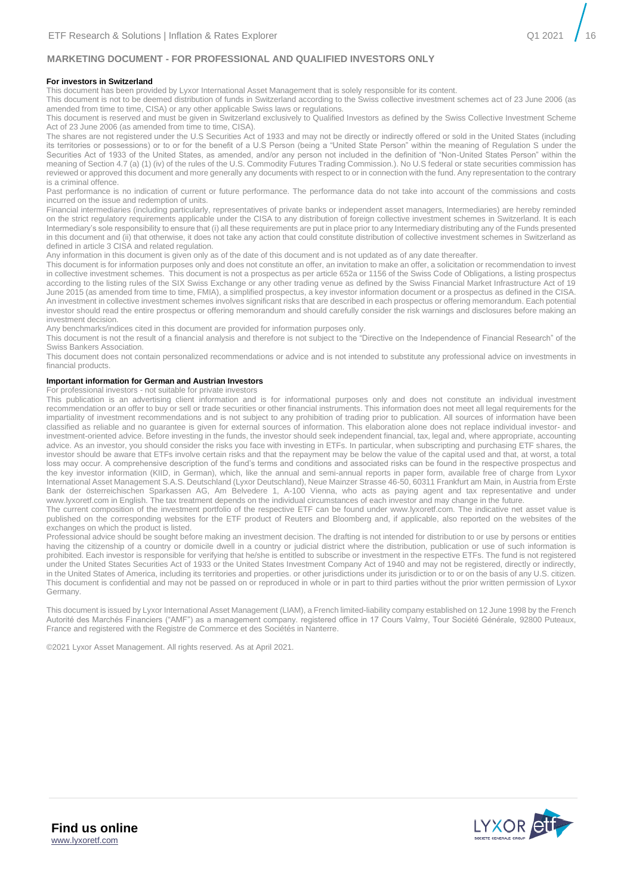**MARKETING DOCUMENT - FOR PROFESSIONAL AND QUALIFIED INVESTORS ONLY**

**For investors in Switzerland**

This document has been provided by Lyxor International Asset Management that is solely responsible for its content.

This document is not to be deemed distribution of funds in Switzerland according to the Swiss collective investment schemes act of 23 June 2006 (as amended from time to time, CISA) or any other applicable Swiss laws or regulations.

This document is reserved and must be given in Switzerland exclusively to Qualified Investors as defined by the Swiss Collective Investment Scheme Act of 23 June 2006 (as amended from time to time, CISA).

The shares are not registered under the U.S Securities Act of 1933 and may not be directly or indirectly offered or sold in the United States (including its territories or possessions) or to or for the benefit of a U.S Person (being a "United State Person" within the meaning of Regulation S under the Securities Act of 1933 of the United States, as amended, and/or any person not included in the definition of "Non-United States Person" within the meaning of Section 4.7 (a) (1) (iv) of the rules of the U.S. Commodity Futures Trading Commission.). No U.S federal or state securities commission has reviewed or approved this document and more generally any documents with respect to or in connection with the fund. Any representation to the contrary is a criminal offence.

Past performance is no indication of current or future performance. The performance data do not take into account of the commissions and costs incurred on the issue and redemption of units.

Financial intermediaries (including particularly, representatives of private banks or independent asset managers, Intermediaries) are hereby reminded on the strict regulatory requirements applicable under the CISA to any distribution of foreign collective investment schemes in Switzerland. It is each Intermediary's sole responsibility to ensure that (i) all these requirements are put in place prior to any Intermediary distributing any of the Funds presented in this document and (ii) that otherwise, it does not take any action that could constitute distribution of collective investment schemes in Switzerland as defined in article 3 CISA and related regulation.

Any information in this document is given only as of the date of this document and is not updated as of any date thereafter.

This document is for information purposes only and does not constitute an offer, an invitation to make an offer, a solicitation or recommendation to invest in collective investment schemes. This document is not a prospectus as per article 652a or 1156 of the Swiss Code of Obligations, a listing prospectus according to the listing rules of the SIX Swiss Exchange or any other trading venue as defined by the Swiss Financial Market Infrastructure Act of 19 June 2015 (as amended from time to time, FMIA), a simplified prospectus, a key investor information document or a prospectus as defined in the CISA. An investment in collective investment schemes involves significant risks that are described in each prospectus or offering memorandum. Each potential investor should read the entire prospectus or offering memorandum and should carefully consider the risk warnings and disclosures before making an investment decision.

Any benchmarks/indices cited in this document are provided for information purposes only.

This document is not the result of a financial analysis and therefore is not subject to the "Directive on the Independence of Financial Research" of the Swiss Bankers Association.

This document does not contain personalized recommendations or advice and is not intended to substitute any professional advice on investments in financial products.

**Important information for German and Austrian Investors**

For professional investors - not suitable for private investors

This publication is an advertising client information and is for informational purposes only and does not constitute an individual investment recommendation or an offer to buy or sell or trade securities or other financial instruments. This information does not meet all legal requirements for the impartiality of investment recommendations and is not subject to any prohibition of trading prior to publication. All sources of information have been classified as reliable and no guarantee is given for external sources of information. This elaboration alone does not replace individual investor- and investment-oriented advice. Before investing in the funds, the investor should seek independent financial, tax, legal and, where appropriate, accounting advice. As an investor, you should consider the risks you face with investing in ETFs. In particular, when subscripting and purchasing ETF shares, the investor should be aware that ETFs involve certain risks and that the repayment may be below the value of the capital used and that, at worst, a total loss may occur. A comprehensive description of the fund's terms and conditions and associated risks can be found in the respective prospectus and the key investor information (KIID, in German), which, like the annual and semi-annual reports in paper form, available free of charge from Lyxor International Asset Management S.A.S. Deutschland (Lyxor Deutschland), Neue Mainzer Strasse 46-50, 60311 Frankfurt am Main, in Austria from Erste Bank der österreichischen Sparkassen AG, Am Belvedere 1, A-100 Vienna, who acts as paying agent and tax representative and under www.lyxoretf.com in English. The tax treatment depends on the individual circumstances of each investor and may change in the future.

The current composition of the investment portfolio of the respective ETF can be found under www.lyxoretf.com. The indicative net asset value is published on the corresponding websites for the ETF product of Reuters and Bloomberg and, if applicable, also reported on the websites of the exchanges on which the product is listed.

Professional advice should be sought before making an investment decision. The drafting is not intended for distribution to or use by persons or entities having the citizenship of a country or domicile dwell in a country or judicial district where the distribution, publication or use of such information is prohibited. Each investor is responsible for verifying that he/she is entitled to subscribe or investment in the respective ETFs. The fund is not registered under the United States Securities Act of 1933 or the United States Investment Company Act of 1940 and may not be registered, directly or indirectly, in the United States of America, including its territories and properties. or other jurisdictions under its jurisdiction or to or on the basis of any U.S. citizen. This document is confidential and may not be passed on or reproduced in whole or in part to third parties without the prior written permission of Lyxor Germany.

This document is issued by Lyxor International Asset Management (LIAM), a French limited-liability company established on 12 June 1998 by the French Autorité des Marchés Financiers ("AMF") as a management company. registered office in 17 Cours Valmy, Tour Société Générale, 92800 Puteaux, France and registered with the Registre de Commerce et des Sociétés in Nanterre.

©2021 Lyxor Asset Management. All rights reserved. As at April 2021.

**Find us online**
www.lyxoretf.com